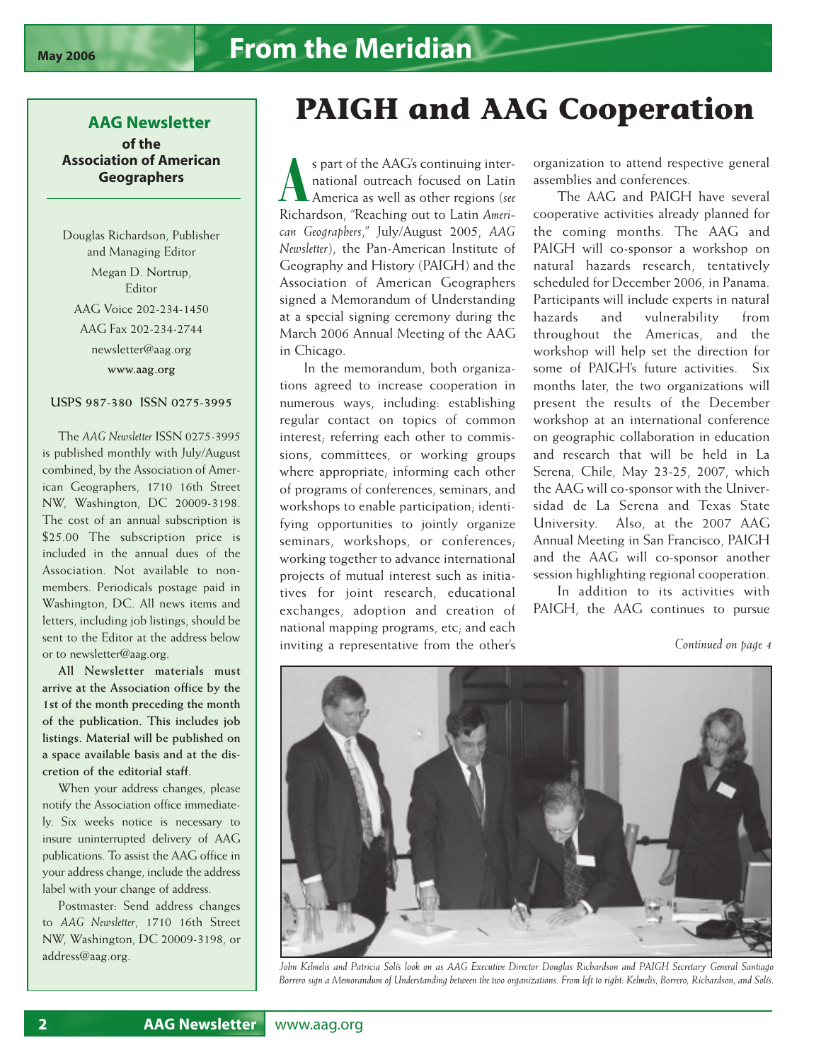# PAIGH and AAG Cooperation

As part of the AAG's continuing international outreach focused on Latin America as well as other regions (*see* Richardson, "Reaching out to Latin *American Geographers*," July/August 2005, *AAG Newsletter*), the Pan-American Institute of Geography and History (PAIGH) and the Association of American Geographers signed a Memorandum of Understanding at a special signing ceremony during the March 2006 Annual Meeting of the AAG in Chicago.

In the memorandum, both organizations agreed to increase cooperation in numerous ways, including: establishing regular contact on topics of common interest; referring each other to commissions, committees, or working groups where appropriate; informing each other of programs of conferences, seminars, and workshops to enable participation; identifying opportunities to jointly organize seminars, workshops, or conferences; working together to advance international projects of mutual interest such as initiatives for joint research, educational exchanges, adoption and creation of national mapping programs, etc; and each inviting a representative from the other's organization to attend respective general assemblies and conferences.

The AAG and PAIGH have several cooperative activities already planned for the coming months. The AAG and PAIGH will co-sponsor a workshop on natural hazards research, tentatively scheduled for December 2006, in Panama. Participants will include experts in natural hazards and vulnerability from throughout the Americas, and the workshop will help set the direction for some of PAIGH's future activities. Six months later, the two organizations will present the results of the December workshop at an international conference on geographic collaboration in education and research that will be held in La Serena, Chile, May 23-25, 2007, which the AAG will co-sponsor with the Universidad de La Serena and Texas State University. Also, at the 2007 AAG Annual Meeting in San Francisco, PAIGH and the AAG will co-sponsor another session highlighting regional cooperation.

In addition to its activities with PAIGH, the AAG continues to pursue

*Continued on page 4*

*John Kelmelis and Patricia Solís look on as AAG Executive Director Douglas Richardson and PAIGH Secretary General Santiago Borrero sign a Memorandum of Understanding between the two organizations. From left to right: Kelmelis, Borrero, Richardson, and Solís.*

---

## AAG Newsletter
**of the Association of American Geographers**

Douglas Richardson, Publisher and Managing Editor

Megan D. Nortrup, Editor

AAG Voice 202-234-1450

AAG Fax 202-234-2744

newsletter@aag.org

www.aag.org

USPS 987-380 ISSN 0275-3995

The *AAG Newsletter* ISSN 0275-3995 is published monthly with July/August combined, by the Association of American Geographers, 1710 16th Street NW, Washington, DC 20009-3198. The cost of an annual subscription is $25.00 The subscription price is included in the annual dues of the Association. Not available to non-members. Periodicals postage paid in Washington, DC. All news items and letters, including job listings, should be sent to the Editor at the address below or to newsletter@aag.org.

**All Newsletter materials must arrive at the Association office by the 1st of the month preceding the month of the publication. This includes job listings. Material will be published on a space available basis and at the discretion of the editorial staff.**

When your address changes, please notify the Association office immediately. Six weeks notice is necessary to insure uninterrupted delivery of AAG publications. To assist the AAG office in your address change, include the address label with your change of address.

Postmaster: Send address changes to *AAG Newsletter*, 1710 16th Street NW, Washington, DC 20009-3198, or address@aag.org.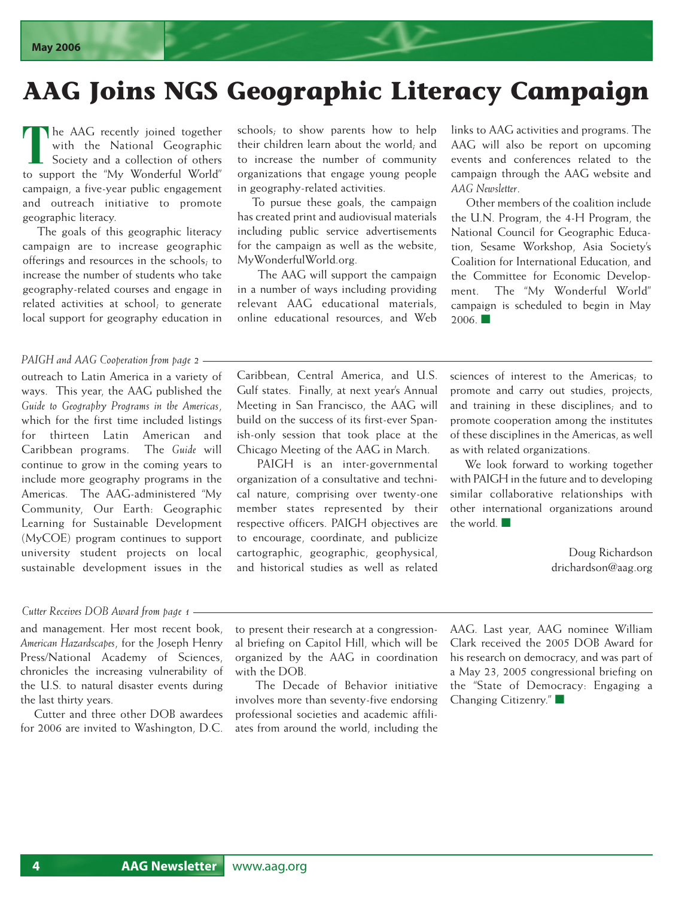# AAG Joins NGS Geographic Literacy Campaign

The AAG recently joined together with the National Geographic Society and a collection of others to support the "My Wonderful World" campaign, a five-year public engagement and outreach initiative to promote geographic literacy.

The goals of this geographic literacy campaign are to increase geographic offerings and resources in the schools; to increase the number of students who take geography-related courses and engage in related activities at school; to generate local support for geography education in schools; to show parents how to help their children learn about the world; and to increase the number of community organizations that engage young people in geography-related activities.

To pursue these goals, the campaign has created print and audiovisual materials including public service advertisements for the campaign as well as the website, MyWonderfulWorld.org.

The AAG will support the campaign in a number of ways including providing relevant AAG educational materials, online educational resources, and Web links to AAG activities and programs. The AAG will also be report on upcoming events and conferences related to the campaign through the AAG website and *AAG Newsletter*.

Other members of the coalition include the U.N. Program, the 4-H Program, the National Council for Geographic Education, Sesame Workshop, Asia Society's Coalition for International Education, and the Committee for Economic Development. The "My Wonderful World" campaign is scheduled to begin in May 2006. ■

*PAIGH and AAG Cooperation from page 2*

outreach to Latin America in a variety of ways. This year, the AAG published the *Guide to Geography Programs in the Americas*, which for the first time included listings for thirteen Latin American and Caribbean programs. The *Guide* will continue to grow in the coming years to include more geography programs in the Americas. The AAG-administered "My Community, Our Earth: Geographic Learning for Sustainable Development (MyCOE) program continues to support university student projects on local sustainable development issues in the Caribbean, Central America, and U.S. Gulf states. Finally, at next year's Annual Meeting in San Francisco, the AAG will build on the success of its first-ever Spanish-only session that took place at the Chicago Meeting of the AAG in March.

PAIGH is an inter-governmental organization of a consultative and technical nature, comprising over twenty-one member states represented by their respective officers. PAIGH objectives are to encourage, coordinate, and publicize cartographic, geographic, geophysical, and historical studies as well as related sciences of interest to the Americas; to promote and carry out studies, projects, and training in these disciplines; and to promote cooperation among the institutes of these disciplines in the Americas, as well as with related organizations.

We look forward to working together with PAIGH in the future and to developing similar collaborative relationships with other international organizations around the world. ■

Doug Richardson
drichardson@aag.org

*Cutter Receives DOB Award from page 1*

and management. Her most recent book, *American Hazardscapes*, for the Joseph Henry Press/National Academy of Sciences, chronicles the increasing vulnerability of the U.S. to natural disaster events during the last thirty years.

Cutter and three other DOB awardees for 2006 are invited to Washington, D.C. to present their research at a congressional briefing on Capitol Hill, which will be organized by the AAG in coordination with the DOB.

The Decade of Behavior initiative involves more than seventy-five endorsing professional societies and academic affiliates from around the world, including the AAG. Last year, AAG nominee William Clark received the 2005 DOB Award for his research on democracy, and was part of a May 23, 2005 congressional briefing on the "State of Democracy: Engaging a Changing Citizenry." ■